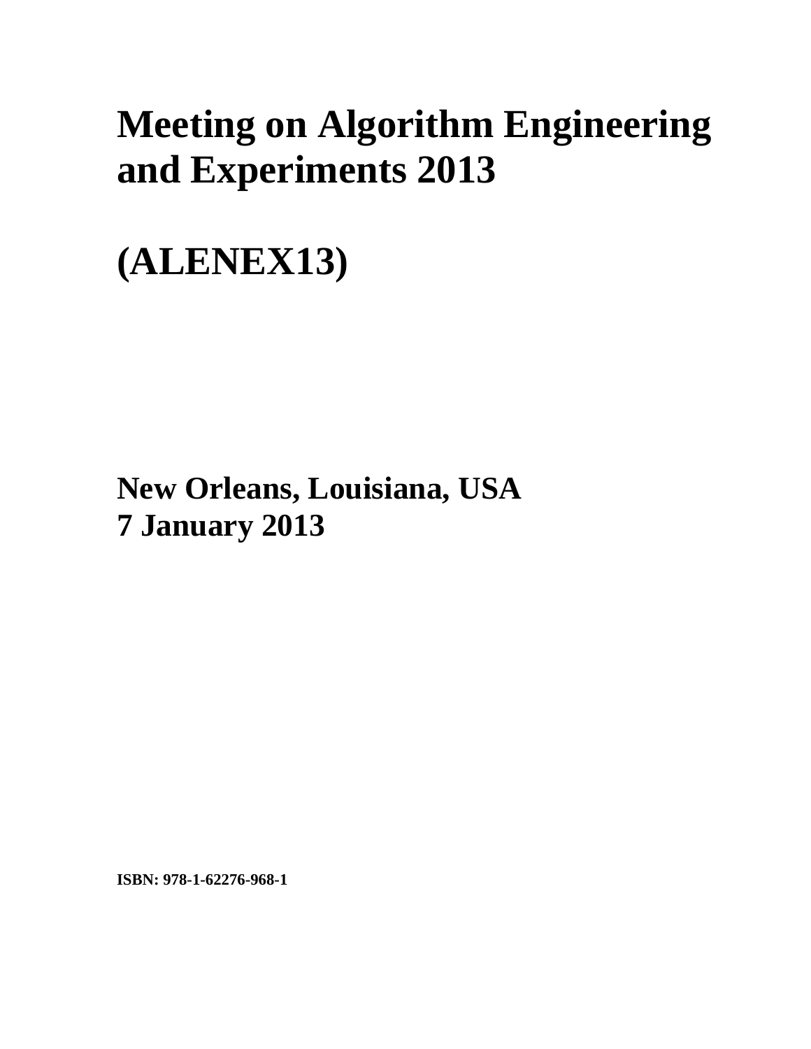# Meeting on Algorithm Engineering and Experiments 2013

# (ALENEX13)

## New Orleans, Louisiana, USA
## 7 January 2013

**ISBN: 978-1-62276-968-1**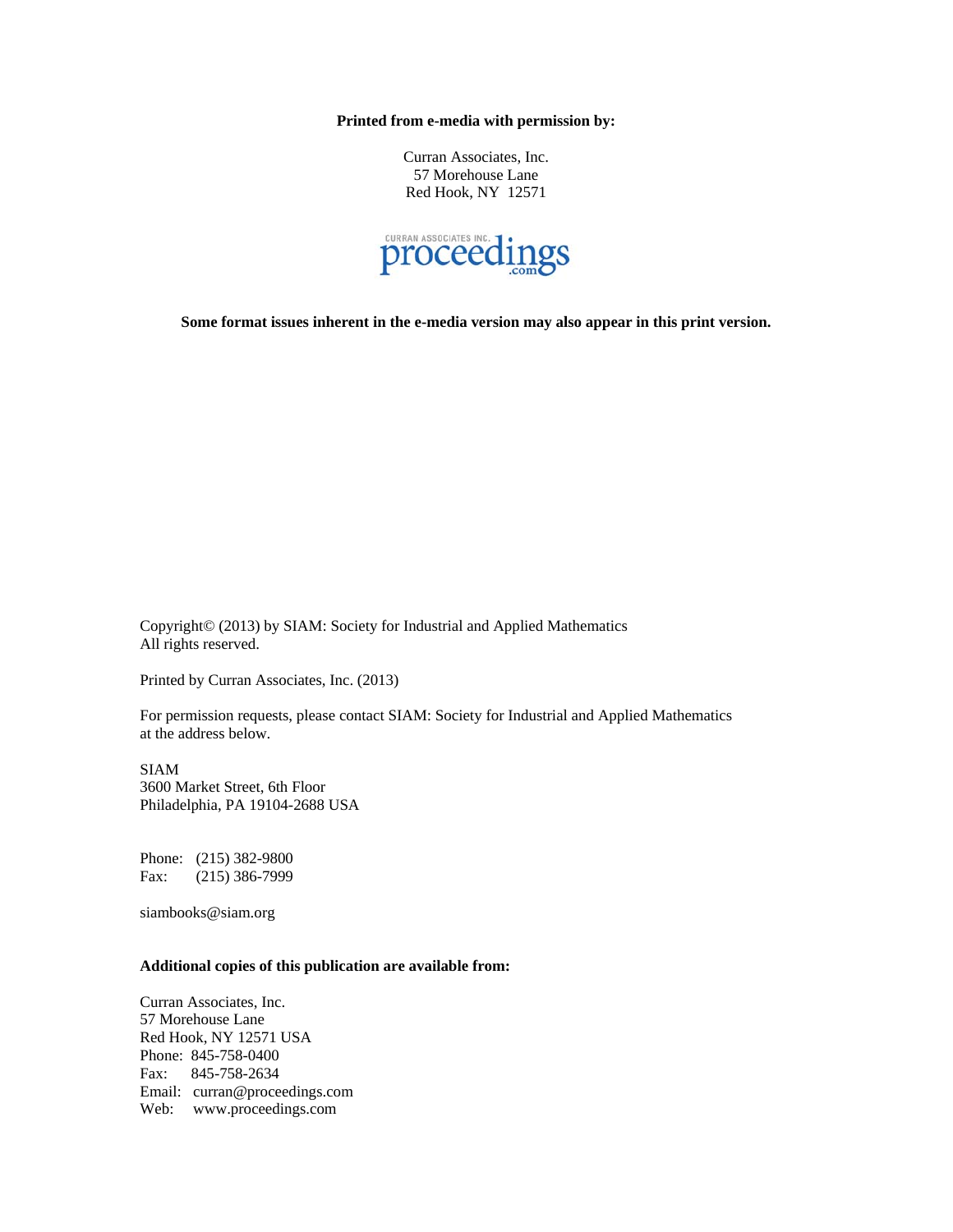**Printed from e-media with permission by:**

Curran Associates, Inc.
57 Morehouse Lane
Red Hook, NY 12571

**Some format issues inherent in the e-media version may also appear in this print version.**

Copyright© (2013) by SIAM: Society for Industrial and Applied Mathematics
All rights reserved.

Printed by Curran Associates, Inc. (2013)

For permission requests, please contact SIAM: Society for Industrial and Applied Mathematics at the address below.

SIAM
3600 Market Street, 6th Floor
Philadelphia, PA 19104-2688 USA

Phone: (215) 382-9800
Fax: (215) 386-7999

siambooks@siam.org

**Additional copies of this publication are available from:**

Curran Associates, Inc.
57 Morehouse Lane
Red Hook, NY 12571 USA
Phone: 845-758-0400
Fax: 845-758-2634
Email: curran@proceedings.com
Web: www.proceedings.com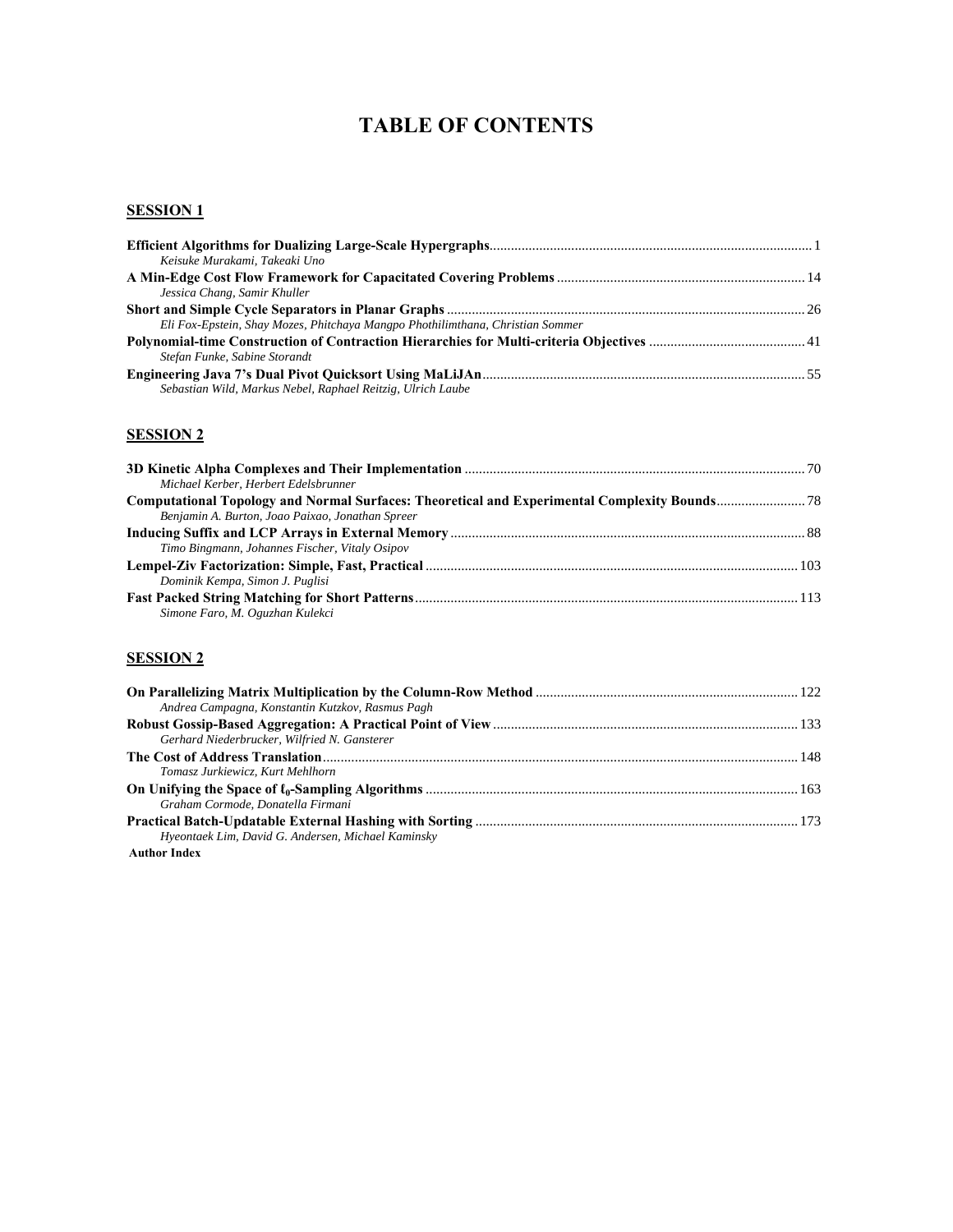# TABLE OF CONTENTS

## SESSION 1

**Efficient Algorithms for Dualizing Large-Scale Hypergraphs** ........ 1
*Keisuke Murakami, Takeaki Uno*

**A Min-Edge Cost Flow Framework for Capacitated Covering Problems** ........ 14
*Jessica Chang, Samir Khuller*

**Short and Simple Cycle Separators in Planar Graphs** ........ 26
*Eli Fox-Epstein, Shay Mozes, Phitchaya Mangpo Phothilimthana, Christian Sommer*

**Polynomial-time Construction of Contraction Hierarchies for Multi-criteria Objectives** ........ 41
*Stefan Funke, Sabine Storandt*

**Engineering Java 7's Dual Pivot Quicksort Using MaLiJAn** ........ 55
*Sebastian Wild, Markus Nebel, Raphael Reitzig, Ulrich Laube*

## SESSION 2

**3D Kinetic Alpha Complexes and Their Implementation** ........ 70
*Michael Kerber, Herbert Edelsbrunner*

**Computational Topology and Normal Surfaces: Theoretical and Experimental Complexity Bounds** ........ 78
*Benjamin A. Burton, Joao Paixao, Jonathan Spreer*

**Inducing Suffix and LCP Arrays in External Memory** ........ 88
*Timo Bingmann, Johannes Fischer, Vitaly Osipov*

**Lempel-Ziv Factorization: Simple, Fast, Practical** ........ 103
*Dominik Kempa, Simon J. Puglisi*

**Fast Packed String Matching for Short Patterns** ........ 113
*Simone Faro, M. Oguzhan Kulekci*

## SESSION 2

**On Parallelizing Matrix Multiplication by the Column-Row Method** ........ 122
*Andrea Campagna, Konstantin Kutzkov, Rasmus Pagh*

**Robust Gossip-Based Aggregation: A Practical Point of View** ........ 133
*Gerhard Niederbrucker, Wilfried N. Gansterer*

**The Cost of Address Translation** ........ 148
*Tomasz Jurkiewicz, Kurt Mehlhorn*

**On Unifying the Space of $\ell_0$-Sampling Algorithms** ........ 163
*Graham Cormode, Donatella Firmani*

**Practical Batch-Updatable External Hashing with Sorting** ........ 173
*Hyeontaek Lim, David G. Andersen, Michael Kaminsky*

**Author Index**